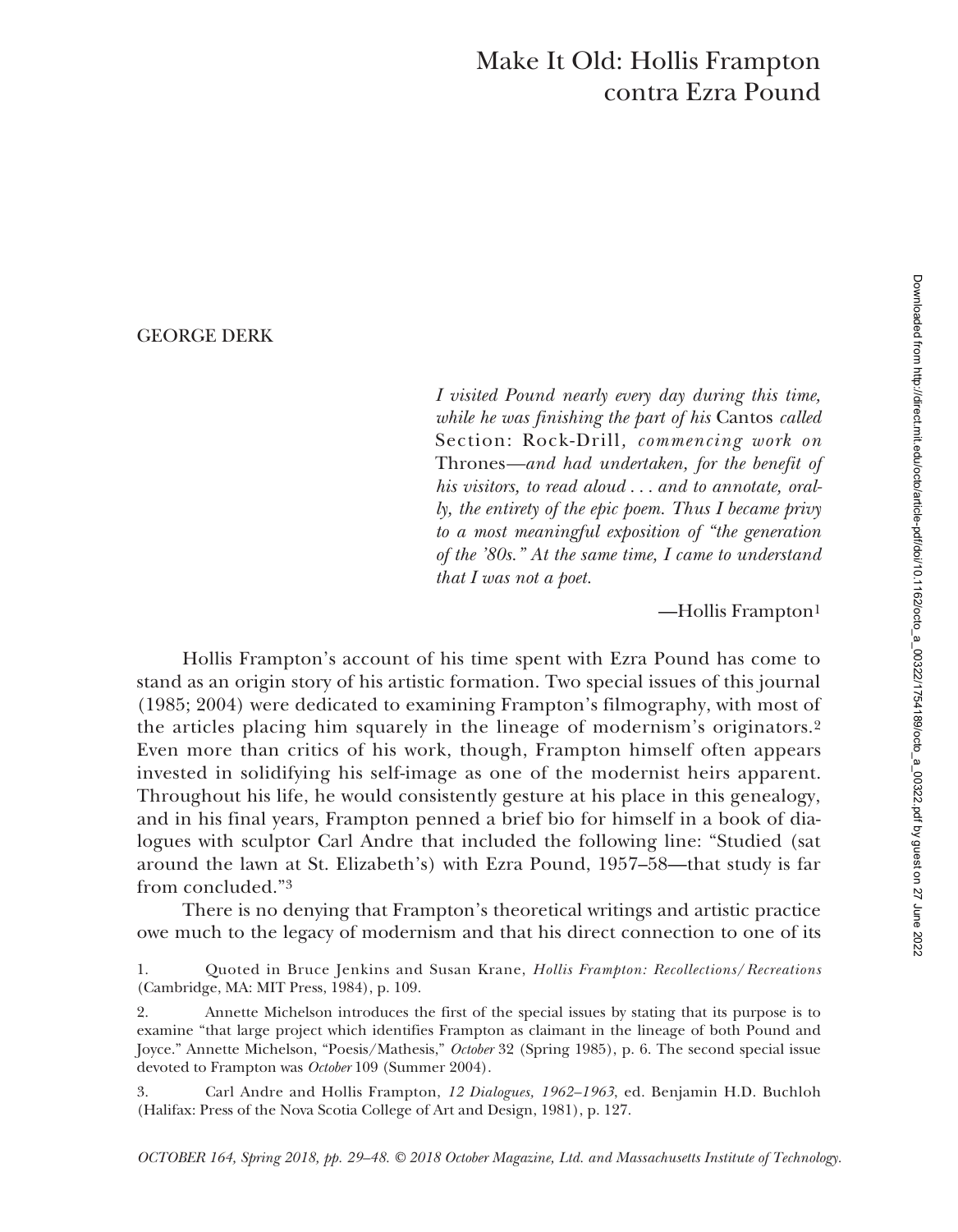# Make It Old: Hollis Frampton contra Ezra Pound

GEORGE DERK

> *I visited Pound nearly every day during this time, while he was finishing the part of his* Cantos *called* Section: Rock-Drill*, commencing work on* Thrones*—and had undertaken, for the benefit of his visitors, to read aloud . . . and to annotate, orally, the entirety of the epic poem. Thus I became privy to a most meaningful exposition of "the generation of the '80s." At the same time, I came to understand that I was not a poet.*
>
> —Hollis Frampton[1]

Hollis Frampton's account of his time spent with Ezra Pound has come to stand as an origin story of his artistic formation. Two special issues of this journal (1985; 2004) were dedicated to examining Frampton's filmography, with most of the articles placing him squarely in the lineage of modernism's originators.[2] Even more than critics of his work, though, Frampton himself often appears invested in solidifying his self-image as one of the modernist heirs apparent. Throughout his life, he would consistently gesture at his place in this genealogy, and in his final years, Frampton penned a brief bio for himself in a book of dialogues with sculptor Carl Andre that included the following line: "Studied (sat around the lawn at St. Elizabeth's) with Ezra Pound, 1957–58—that study is far from concluded."[3]

There is no denying that Frampton's theoretical writings and artistic practice owe much to the legacy of modernism and that his direct connection to one of its

1. Quoted in Bruce Jenkins and Susan Krane, *Hollis Frampton: Recollections/Recreations* (Cambridge, MA: MIT Press, 1984), p. 109.

2. Annette Michelson introduces the first of the special issues by stating that its purpose is to examine "that large project which identifies Frampton as claimant in the lineage of both Pound and Joyce." Annette Michelson, "Poesis/Mathesis," *October* 32 (Spring 1985), p. 6. The second special issue devoted to Frampton was *October* 109 (Summer 2004).

3. Carl Andre and Hollis Frampton, *12 Dialogues, 1962–1963*, ed. Benjamin H.D. Buchloh (Halifax: Press of the Nova Scotia College of Art and Design, 1981), p. 127.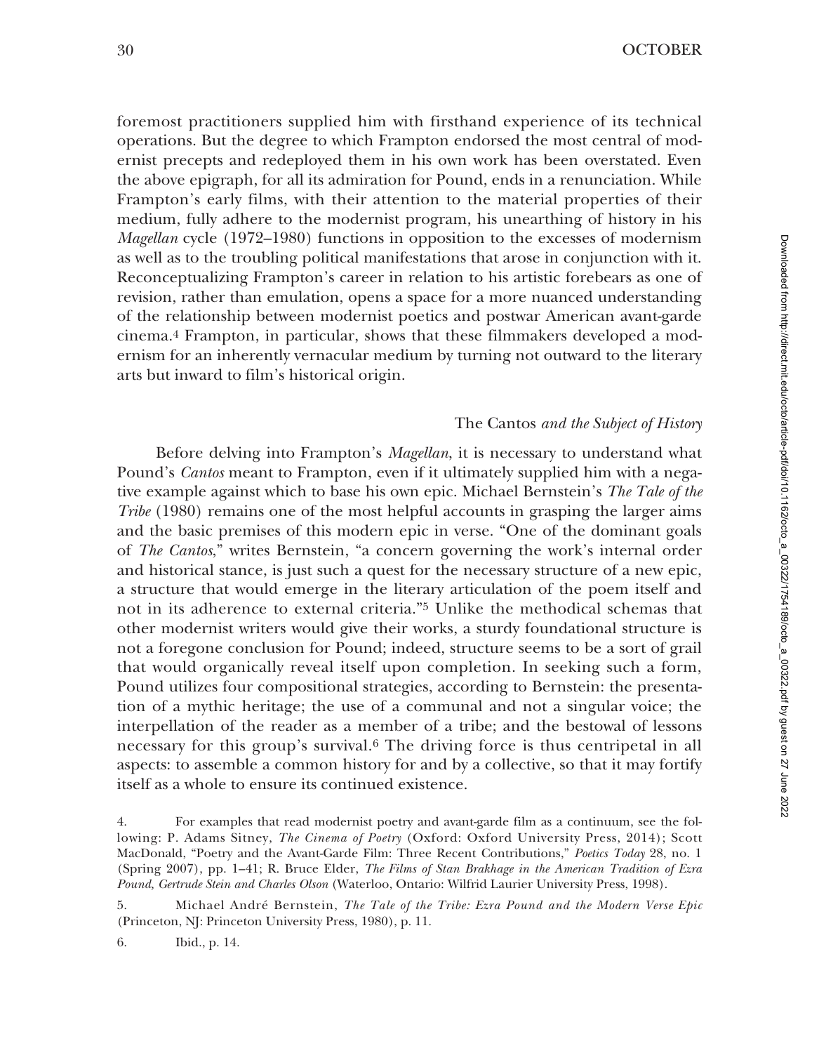foremost practitioners supplied him with firsthand experience of its technical operations. But the degree to which Frampton endorsed the most central of modernist precepts and redeployed them in his own work has been overstated. Even the above epigraph, for all its admiration for Pound, ends in a renunciation. While Frampton's early films, with their attention to the material properties of their medium, fully adhere to the modernist program, his unearthing of history in his *Magellan* cycle (1972–1980) functions in opposition to the excesses of modernism as well as to the troubling political manifestations that arose in conjunction with it. Reconceptualizing Frampton's career in relation to his artistic forebears as one of revision, rather than emulation, opens a space for a more nuanced understanding of the relationship between modernist poetics and postwar American avant-garde cinema.[4] Frampton, in particular, shows that these filmmakers developed a modernism for an inherently vernacular medium by turning not outward to the literary arts but inward to film's historical origin.

## The *Cantos* and the Subject of History

Before delving into Frampton's *Magellan*, it is necessary to understand what Pound's *Cantos* meant to Frampton, even if it ultimately supplied him with a negative example against which to base his own epic. Michael Bernstein's *The Tale of the Tribe* (1980) remains one of the most helpful accounts in grasping the larger aims and the basic premises of this modern epic in verse. "One of the dominant goals of *The Cantos*," writes Bernstein, "a concern governing the work's internal order and historical stance, is just such a quest for the necessary structure of a new epic, a structure that would emerge in the literary articulation of the poem itself and not in its adherence to external criteria."[5] Unlike the methodical schemas that other modernist writers would give their works, a sturdy foundational structure is not a foregone conclusion for Pound; indeed, structure seems to be a sort of grail that would organically reveal itself upon completion. In seeking such a form, Pound utilizes four compositional strategies, according to Bernstein: the presentation of a mythic heritage; the use of a communal and not a singular voice; the interpellation of the reader as a member of a tribe; and the bestowal of lessons necessary for this group's survival.[6] The driving force is thus centripetal in all aspects: to assemble a common history for and by a collective, so that it may fortify itself as a whole to ensure its continued existence.

4. For examples that read modernist poetry and avant-garde film as a continuum, see the following: P. Adams Sitney, *The Cinema of Poetry* (Oxford: Oxford University Press, 2014); Scott MacDonald, "Poetry and the Avant-Garde Film: Three Recent Contributions," *Poetics Today* 28, no. 1 (Spring 2007), pp. 1–41; R. Bruce Elder, *The Films of Stan Brakhage in the American Tradition of Ezra Pound, Gertrude Stein and Charles Olson* (Waterloo, Ontario: Wilfrid Laurier University Press, 1998).

5. Michael André Bernstein, *The Tale of the Tribe: Ezra Pound and the Modern Verse Epic* (Princeton, NJ: Princeton University Press, 1980), p. 11.

6. Ibid., p. 14.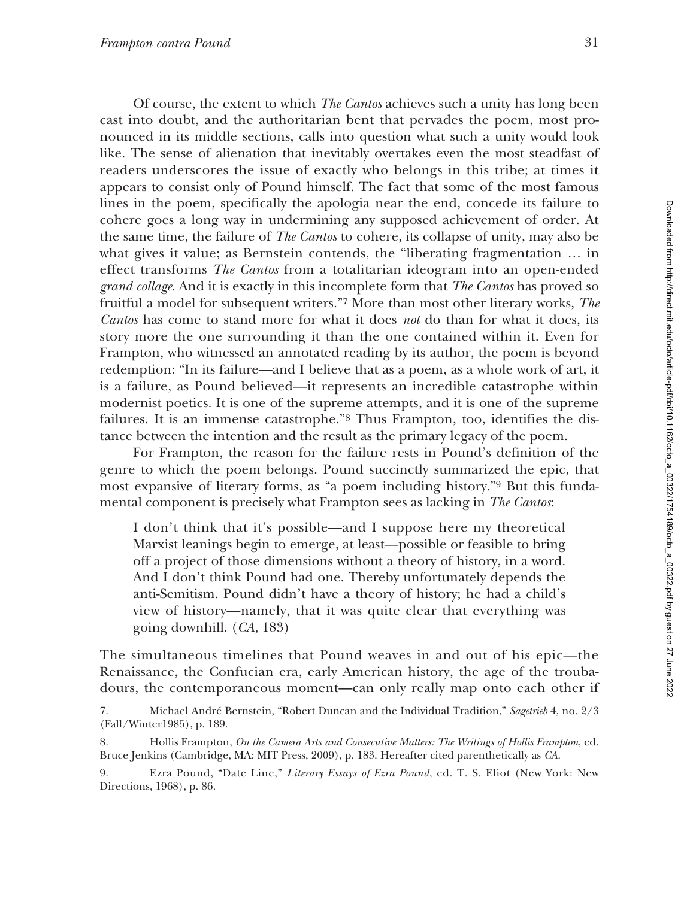Of course, the extent to which *The Cantos* achieves such a unity has long been cast into doubt, and the authoritarian bent that pervades the poem, most pronounced in its middle sections, calls into question what such a unity would look like. The sense of alienation that inevitably overtakes even the most steadfast of readers underscores the issue of exactly who belongs in this tribe; at times it appears to consist only of Pound himself. The fact that some of the most famous lines in the poem, specifically the apologia near the end, concede its failure to cohere goes a long way in undermining any supposed achievement of order. At the same time, the failure of *The Cantos* to cohere, its collapse of unity, may also be what gives it value; as Bernstein contends, the "liberating fragmentation … in effect transforms *The Cantos* from a totalitarian ideogram into an open-ended *grand collage*. And it is exactly in this incomplete form that *The Cantos* has proved so fruitful a model for subsequent writers."[7] More than most other literary works, *The Cantos* has come to stand more for what it does *not* do than for what it does, its story more the one surrounding it than the one contained within it. Even for Frampton, who witnessed an annotated reading by its author, the poem is beyond redemption: "In its failure—and I believe that as a poem, as a whole work of art, it is a failure, as Pound believed—it represents an incredible catastrophe within modernist poetics. It is one of the supreme attempts, and it is one of the supreme failures. It is an immense catastrophe."[8] Thus Frampton, too, identifies the distance between the intention and the result as the primary legacy of the poem.

For Frampton, the reason for the failure rests in Pound's definition of the genre to which the poem belongs. Pound succinctly summarized the epic, that most expansive of literary forms, as "a poem including history."[9] But this fundamental component is precisely what Frampton sees as lacking in *The Cantos*:

> I don't think that it's possible—and I suppose here my theoretical Marxist leanings begin to emerge, at least—possible or feasible to bring off a project of those dimensions without a theory of history, in a word. And I don't think Pound had one. Thereby unfortunately depends the anti-Semitism. Pound didn't have a theory of history; he had a child's view of history—namely, that it was quite clear that everything was going downhill. (*CA*, 183)

The simultaneous timelines that Pound weaves in and out of his epic—the Renaissance, the Confucian era, early American history, the age of the troubadours, the contemporaneous moment—can only really map onto each other if

7. Michael André Bernstein, "Robert Duncan and the Individual Tradition," *Sagetrieb* 4, no. 2/3 (Fall/Winter1985), p. 189.

8. Hollis Frampton, *On the Camera Arts and Consecutive Matters: The Writings of Hollis Frampton*, ed. Bruce Jenkins (Cambridge, MA: MIT Press, 2009), p. 183. Hereafter cited parenthetically as *CA*.

9. Ezra Pound, "Date Line," *Literary Essays of Ezra Pound*, ed. T. S. Eliot (New York: New Directions, 1968), p. 86.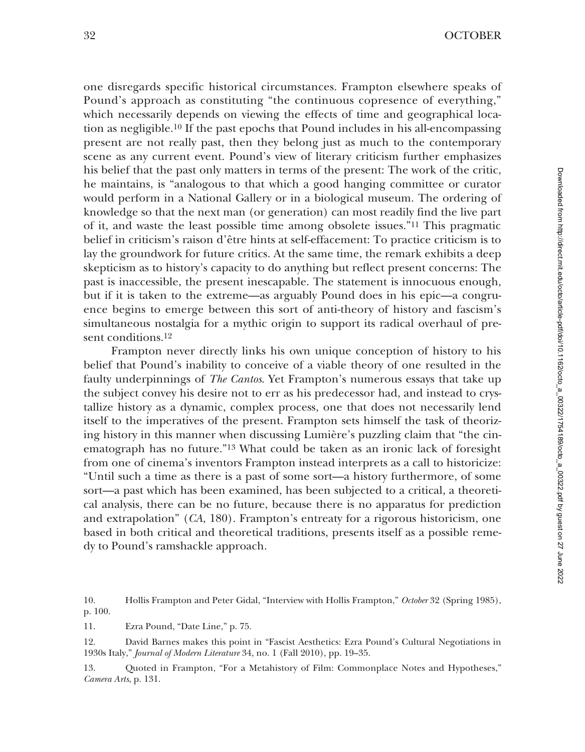one disregards specific historical circumstances. Frampton elsewhere speaks of Pound's approach as constituting "the continuous copresence of everything," which necessarily depends on viewing the effects of time and geographical location as negligible.[10] If the past epochs that Pound includes in his all-encompassing present are not really past, then they belong just as much to the contemporary scene as any current event. Pound's view of literary criticism further emphasizes his belief that the past only matters in terms of the present: The work of the critic, he maintains, is "analogous to that which a good hanging committee or curator would perform in a National Gallery or in a biological museum. The ordering of knowledge so that the next man (or generation) can most readily find the live part of it, and waste the least possible time among obsolete issues."[11] This pragmatic belief in criticism's raison d'être hints at self-effacement: To practice criticism is to lay the groundwork for future critics. At the same time, the remark exhibits a deep skepticism as to history's capacity to do anything but reflect present concerns: The past is inaccessible, the present inescapable. The statement is innocuous enough, but if it is taken to the extreme—as arguably Pound does in his epic—a congruence begins to emerge between this sort of anti-theory of history and fascism's simultaneous nostalgia for a mythic origin to support its radical overhaul of present conditions.[12]

Frampton never directly links his own unique conception of history to his belief that Pound's inability to conceive of a viable theory of one resulted in the faulty underpinnings of *The Cantos*. Yet Frampton's numerous essays that take up the subject convey his desire not to err as his predecessor had, and instead to crystallize history as a dynamic, complex process, one that does not necessarily lend itself to the imperatives of the present. Frampton sets himself the task of theorizing history in this manner when discussing Lumière's puzzling claim that "the cinematograph has no future."[13] What could be taken as an ironic lack of foresight from one of cinema's inventors Frampton instead interprets as a call to historicize: "Until such a time as there is a past of some sort—a history furthermore, of some sort—a past which has been examined, has been subjected to a critical, a theoretical analysis, there can be no future, because there is no apparatus for prediction and extrapolation" (*CA*, 180). Frampton's entreaty for a rigorous historicism, one based in both critical and theoretical traditions, presents itself as a possible remedy to Pound's ramshackle approach.

10. Hollis Frampton and Peter Gidal, "Interview with Hollis Frampton," *October* 32 (Spring 1985), p. 100.

11. Ezra Pound, "Date Line," p. 75.

12. David Barnes makes this point in "Fascist Aesthetics: Ezra Pound's Cultural Negotiations in 1930s Italy," *Journal of Modern Literature* 34, no. 1 (Fall 2010), pp. 19–35.

13. Quoted in Frampton, "For a Metahistory of Film: Commonplace Notes and Hypotheses," *Camera Arts*, p. 131.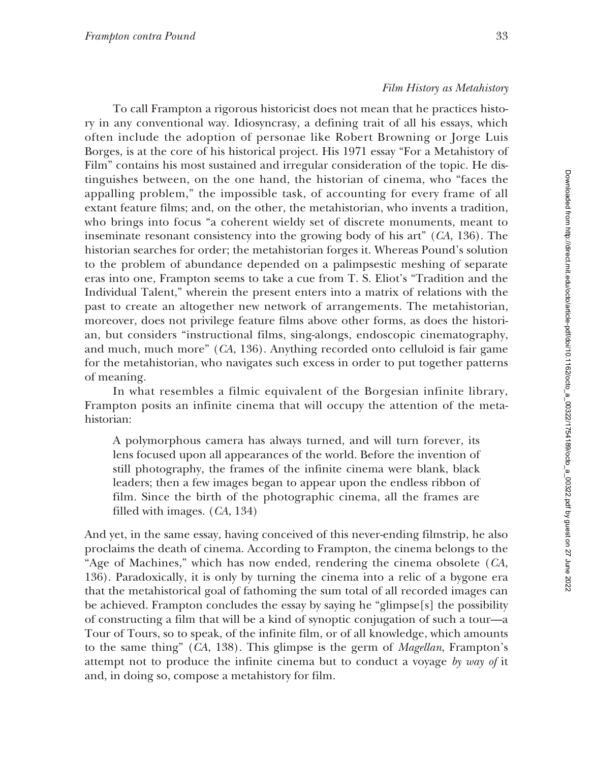### *Film History as Metahistory*

To call Frampton a rigorous historicist does not mean that he practices history in any conventional way. Idiosyncrasy, a defining trait of all his essays, which often include the adoption of personae like Robert Browning or Jorge Luis Borges, is at the core of his historical project. His 1971 essay "For a Metahistory of Film" contains his most sustained and irregular consideration of the topic. He distinguishes between, on the one hand, the historian of cinema, who "faces the appalling problem," the impossible task, of accounting for every frame of all extant feature films; and, on the other, the metahistorian, who invents a tradition, who brings into focus "a coherent wieldy set of discrete monuments, meant to inseminate resonant consistency into the growing body of his art" (*CA*, 136). The historian searches for order; the metahistorian forges it. Whereas Pound's solution to the problem of abundance depended on a palimpsestic meshing of separate eras into one, Frampton seems to take a cue from T. S. Eliot's "Tradition and the Individual Talent," wherein the present enters into a matrix of relations with the past to create an altogether new network of arrangements. The metahistorian, moreover, does not privilege feature films above other forms, as does the historian, but considers "instructional films, sing-alongs, endoscopic cinematography, and much, much more" (*CA*, 136). Anything recorded onto celluloid is fair game for the metahistorian, who navigates such excess in order to put together patterns of meaning.

In what resembles a filmic equivalent of the Borgesian infinite library, Frampton posits an infinite cinema that will occupy the attention of the metahistorian:

> A polymorphous camera has always turned, and will turn forever, its lens focused upon all appearances of the world. Before the invention of still photography, the frames of the infinite cinema were blank, black leaders; then a few images began to appear upon the endless ribbon of film. Since the birth of the photographic cinema, all the frames are filled with images. (*CA*, 134)

And yet, in the same essay, having conceived of this never-ending filmstrip, he also proclaims the death of cinema. According to Frampton, the cinema belongs to the "Age of Machines," which has now ended, rendering the cinema obsolete (*CA*, 136). Paradoxically, it is only by turning the cinema into a relic of a bygone era that the metahistorical goal of fathoming the sum total of all recorded images can be achieved. Frampton concludes the essay by saying he "glimpse[s] the possibility of constructing a film that will be a kind of synoptic conjugation of such a tour—a Tour of Tours, so to speak, of the infinite film, or of all knowledge, which amounts to the same thing" (*CA*, 138). This glimpse is the germ of *Magellan*, Frampton's attempt not to produce the infinite cinema but to conduct a voyage *by way of* it and, in doing so, compose a metahistory for film.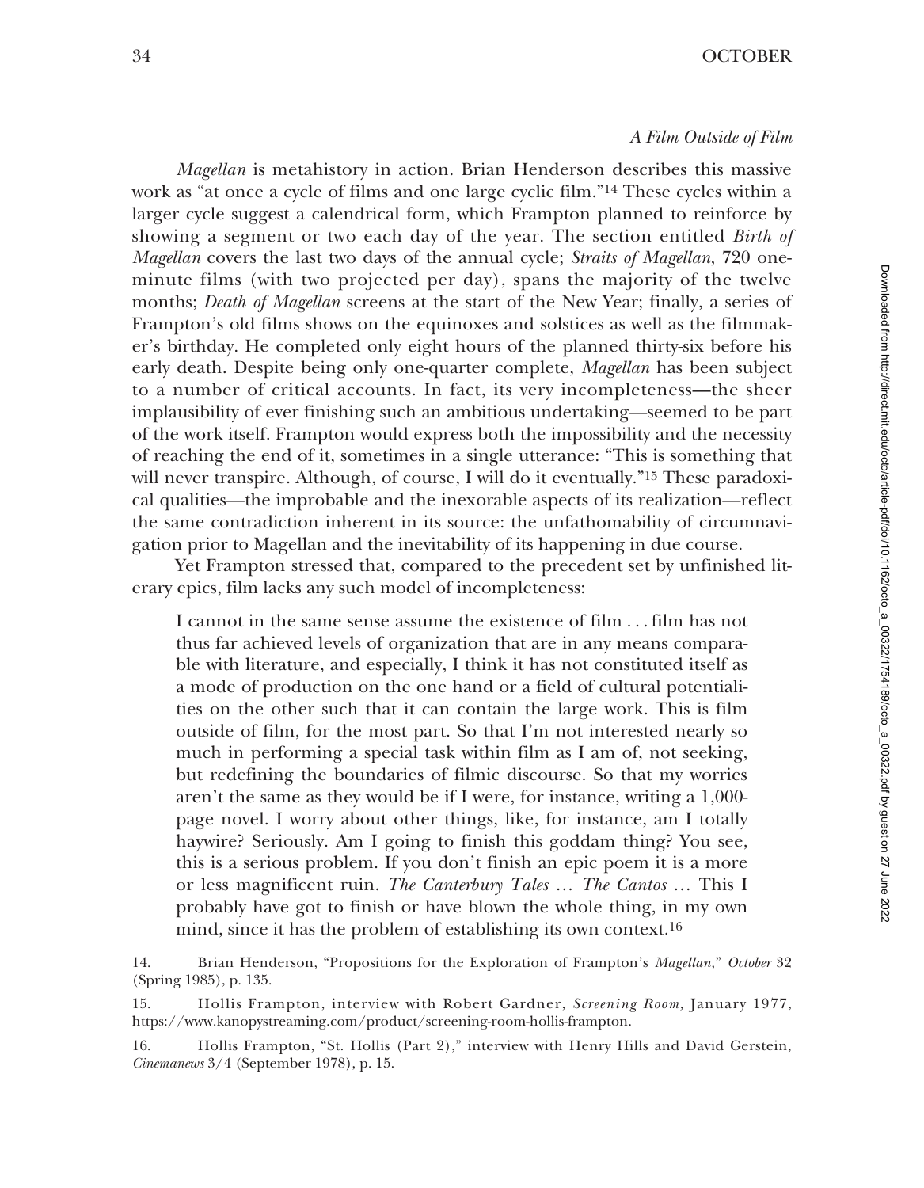### *A Film Outside of Film*

*Magellan* is metahistory in action. Brian Henderson describes this massive work as "at once a cycle of films and one large cyclic film."[14] These cycles within a larger cycle suggest a calendrical form, which Frampton planned to reinforce by showing a segment or two each day of the year. The section entitled *Birth of Magellan* covers the last two days of the annual cycle; *Straits of Magellan*, 720 one-minute films (with two projected per day), spans the majority of the twelve months; *Death of Magellan* screens at the start of the New Year; finally, a series of Frampton's old films shows on the equinoxes and solstices as well as the filmmaker's birthday. He completed only eight hours of the planned thirty-six before his early death. Despite being only one-quarter complete, *Magellan* has been subject to a number of critical accounts. In fact, its very incompleteness—the sheer implausibility of ever finishing such an ambitious undertaking—seemed to be part of the work itself. Frampton would express both the impossibility and the necessity of reaching the end of it, sometimes in a single utterance: "This is something that will never transpire. Although, of course, I will do it eventually."[15] These paradoxical qualities—the improbable and the inexorable aspects of its realization—reflect the same contradiction inherent in its source: the unfathomability of circumnavigation prior to Magellan and the inevitability of its happening in due course.

Yet Frampton stressed that, compared to the precedent set by unfinished literary epics, film lacks any such model of incompleteness:

> I cannot in the same sense assume the existence of film . . . film has not thus far achieved levels of organization that are in any means comparable with literature, and especially, I think it has not constituted itself as a mode of production on the one hand or a field of cultural potentialities on the other such that it can contain the large work. This is film outside of film, for the most part. So that I'm not interested nearly so much in performing a special task within film as I am of, not seeking, but redefining the boundaries of filmic discourse. So that my worries aren't the same as they would be if I were, for instance, writing a 1,000-page novel. I worry about other things, like, for instance, am I totally haywire? Seriously. Am I going to finish this goddam thing? You see, this is a serious problem. If you don't finish an epic poem it is a more or less magnificent ruin. *The Canterbury Tales* … *The Cantos* … This I probably have got to finish or have blown the whole thing, in my own mind, since it has the problem of establishing its own context.[16]

14. Brian Henderson, "Propositions for the Exploration of Frampton's *Magellan,*" *October* 32 (Spring 1985), p. 135.

15. Hollis Frampton, interview with Robert Gardner, *Screening Room,* January 1977, https://www.kanopystreaming.com/product/screening-room-hollis-frampton.

16. Hollis Frampton, "St. Hollis (Part 2)," interview with Henry Hills and David Gerstein, *Cinemanews* 3/4 (September 1978), p. 15.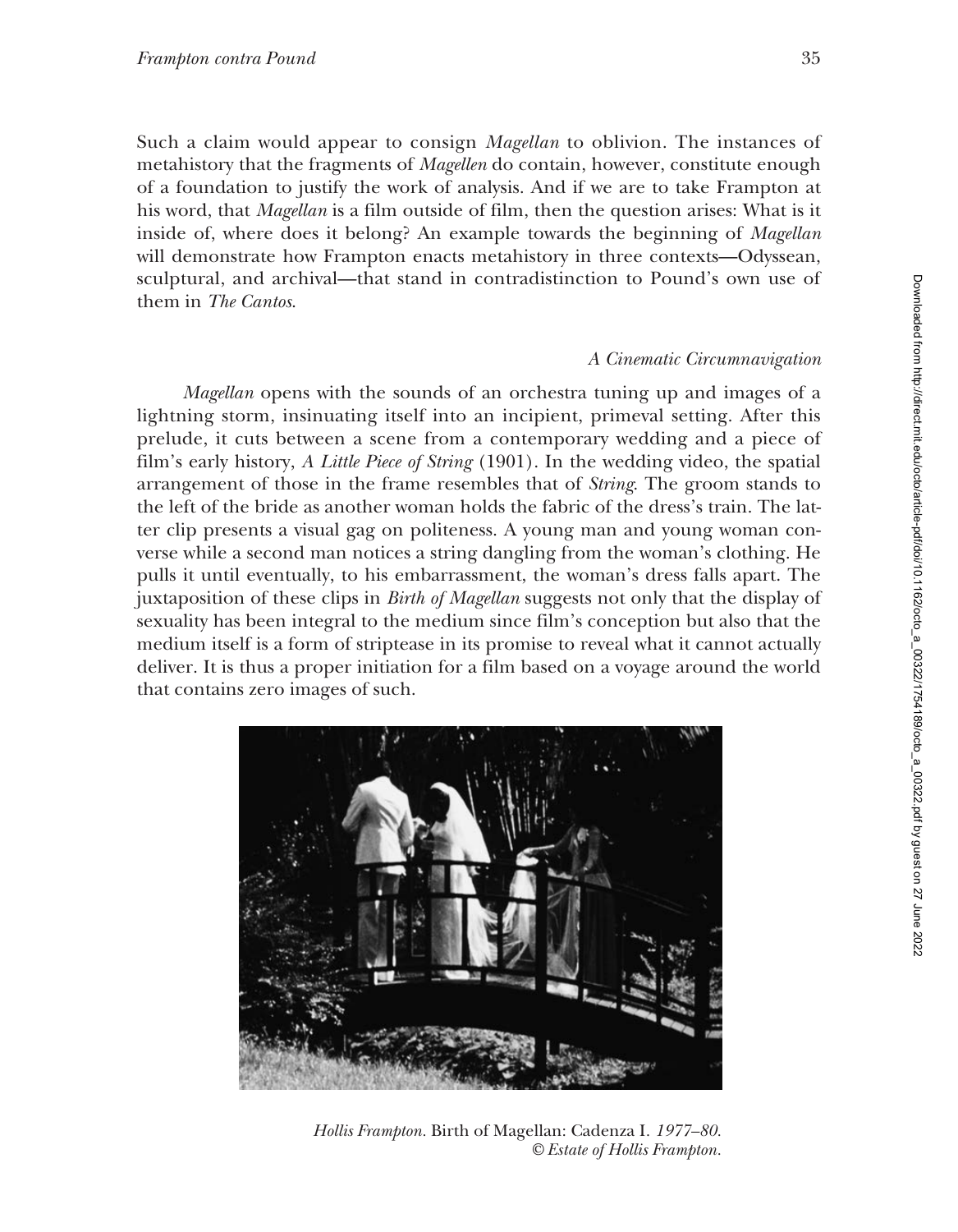Such a claim would appear to consign *Magellan* to oblivion. The instances of metahistory that the fragments of *Magellen* do contain, however, constitute enough of a foundation to justify the work of analysis. And if we are to take Frampton at his word, that *Magellan* is a film outside of film, then the question arises: What is it inside of, where does it belong? An example towards the beginning of *Magellan* will demonstrate how Frampton enacts metahistory in three contexts—Odyssean, sculptural, and archival—that stand in contradistinction to Pound's own use of them in *The Cantos*.

### *A Cinematic Circumnavigation*

*Magellan* opens with the sounds of an orchestra tuning up and images of a lightning storm, insinuating itself into an incipient, primeval setting. After this prelude, it cuts between a scene from a contemporary wedding and a piece of film's early history, *A Little Piece of String* (1901). In the wedding video, the spatial arrangement of those in the frame resembles that of *String*. The groom stands to the left of the bride as another woman holds the fabric of the dress's train. The latter clip presents a visual gag on politeness. A young man and young woman converse while a second man notices a string dangling from the woman's clothing. He pulls it until eventually, to his embarrassment, the woman's dress falls apart. The juxtaposition of these clips in *Birth of Magellan* suggests not only that the display of sexuality has been integral to the medium since film's conception but also that the medium itself is a form of striptease in its promise to reveal what it cannot actually deliver. It is thus a proper initiation for a film based on a voyage around the world that contains zero images of such.

*Hollis Frampton*. Birth of Magellan: Cadenza I. *1977–80. © Estate of Hollis Frampton.*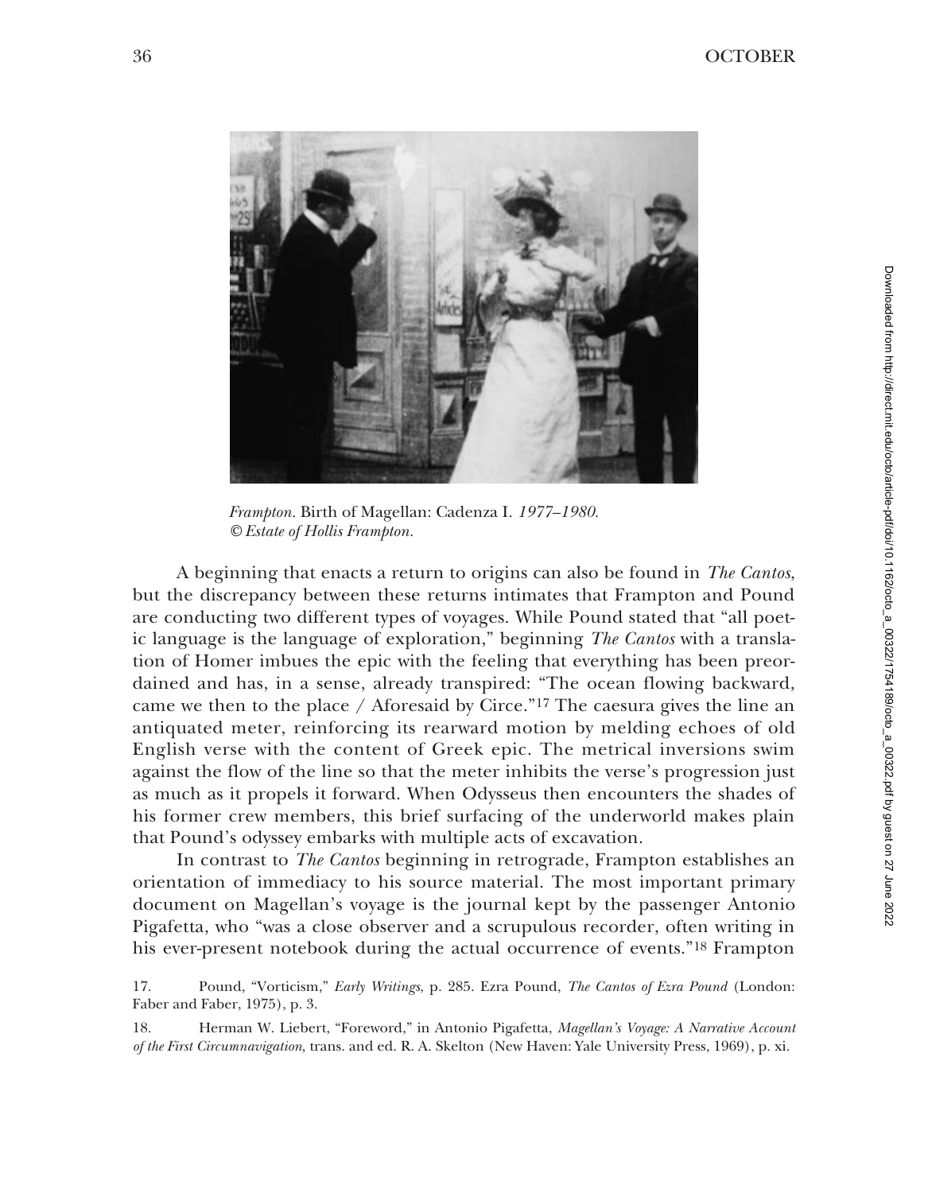*Frampton.* Birth of Magellan: Cadenza I. *1977–1980.* *© Estate of Hollis Frampton.*

A beginning that enacts a return to origins can also be found in *The Cantos*, but the discrepancy between these returns intimates that Frampton and Pound are conducting two different types of voyages. While Pound stated that "all poetic language is the language of exploration," beginning *The Cantos* with a translation of Homer imbues the epic with the feeling that everything has been preordained and has, in a sense, already transpired: "The ocean flowing backward, came we then to the place / Aforesaid by Circe."[17] The caesura gives the line an antiquated meter, reinforcing its rearward motion by melding echoes of old English verse with the content of Greek epic. The metrical inversions swim against the flow of the line so that the meter inhibits the verse's progression just as much as it propels it forward. When Odysseus then encounters the shades of his former crew members, this brief surfacing of the underworld makes plain that Pound's odyssey embarks with multiple acts of excavation.

In contrast to *The Cantos* beginning in retrograde, Frampton establishes an orientation of immediacy to his source material. The most important primary document on Magellan's voyage is the journal kept by the passenger Antonio Pigafetta, who "was a close observer and a scrupulous recorder, often writing in his ever-present notebook during the actual occurrence of events."[18] Frampton

17. Pound, "Vorticism," *Early Writings*, p. 285. Ezra Pound, *The Cantos of Ezra Pound* (London: Faber and Faber, 1975), p. 3.

18. Herman W. Liebert, "Foreword," in Antonio Pigafetta, *Magellan's Voyage: A Narrative Account of the First Circumnavigation*, trans. and ed. R. A. Skelton (New Haven: Yale University Press, 1969), p. xi.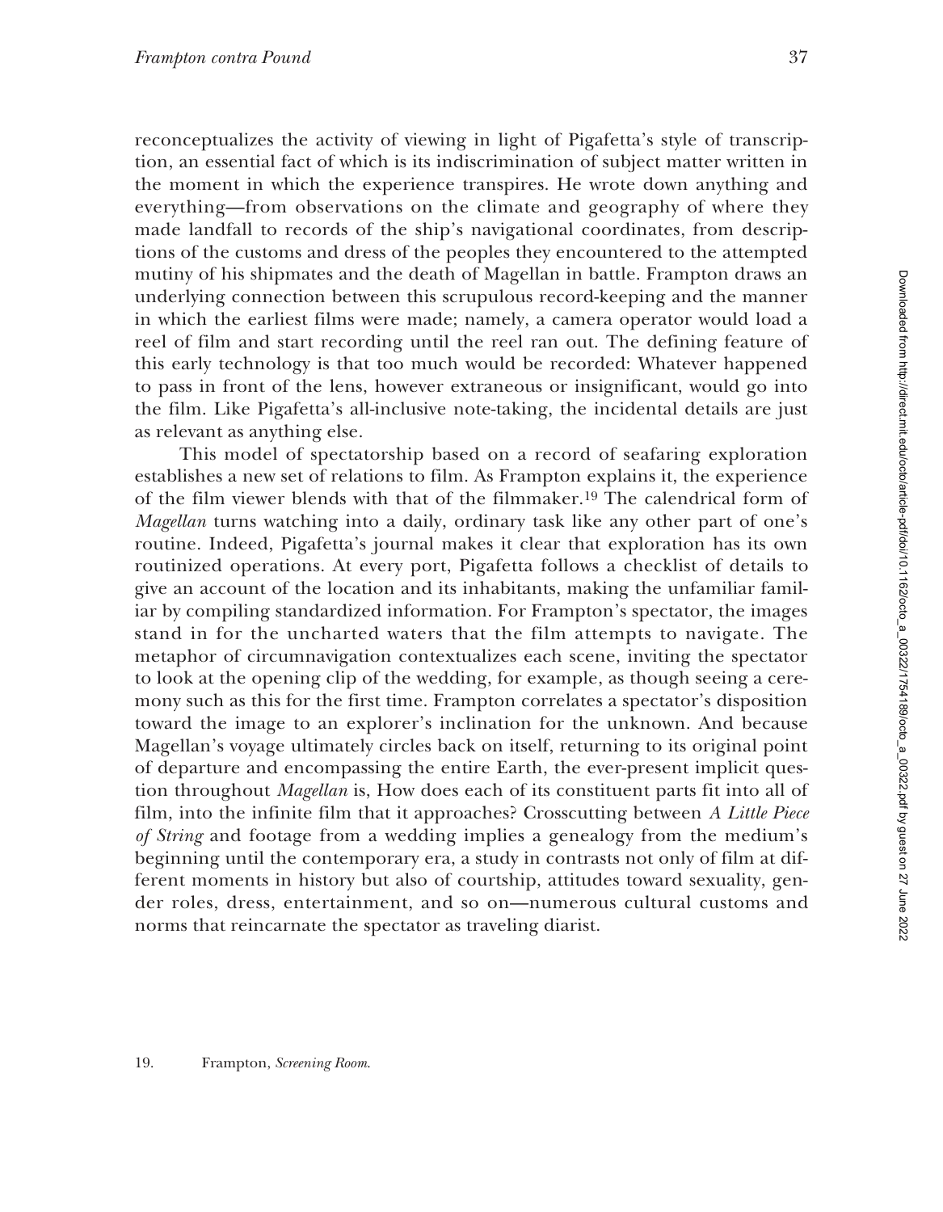reconceptualizes the activity of viewing in light of Pigafetta's style of transcription, an essential fact of which is its indiscrimination of subject matter written in the moment in which the experience transpires. He wrote down anything and everything—from observations on the climate and geography of where they made landfall to records of the ship's navigational coordinates, from descriptions of the customs and dress of the peoples they encountered to the attempted mutiny of his shipmates and the death of Magellan in battle. Frampton draws an underlying connection between this scrupulous record-keeping and the manner in which the earliest films were made; namely, a camera operator would load a reel of film and start recording until the reel ran out. The defining feature of this early technology is that too much would be recorded: Whatever happened to pass in front of the lens, however extraneous or insignificant, would go into the film. Like Pigafetta's all-inclusive note-taking, the incidental details are just as relevant as anything else.

This model of spectatorship based on a record of seafaring exploration establishes a new set of relations to film. As Frampton explains it, the experience of the film viewer blends with that of the filmmaker.[19] The calendrical form of *Magellan* turns watching into a daily, ordinary task like any other part of one's routine. Indeed, Pigafetta's journal makes it clear that exploration has its own routinized operations. At every port, Pigafetta follows a checklist of details to give an account of the location and its inhabitants, making the unfamiliar familiar by compiling standardized information. For Frampton's spectator, the images stand in for the uncharted waters that the film attempts to navigate. The metaphor of circumnavigation contextualizes each scene, inviting the spectator to look at the opening clip of the wedding, for example, as though seeing a ceremony such as this for the first time. Frampton correlates a spectator's disposition toward the image to an explorer's inclination for the unknown. And because Magellan's voyage ultimately circles back on itself, returning to its original point of departure and encompassing the entire Earth, the ever-present implicit question throughout *Magellan* is, How does each of its constituent parts fit into all of film, into the infinite film that it approaches? Crosscutting between *A Little Piece of String* and footage from a wedding implies a genealogy from the medium's beginning until the contemporary era, a study in contrasts not only of film at different moments in history but also of courtship, attitudes toward sexuality, gender roles, dress, entertainment, and so on—numerous cultural customs and norms that reincarnate the spectator as traveling diarist.

19. Frampton, *Screening Room*.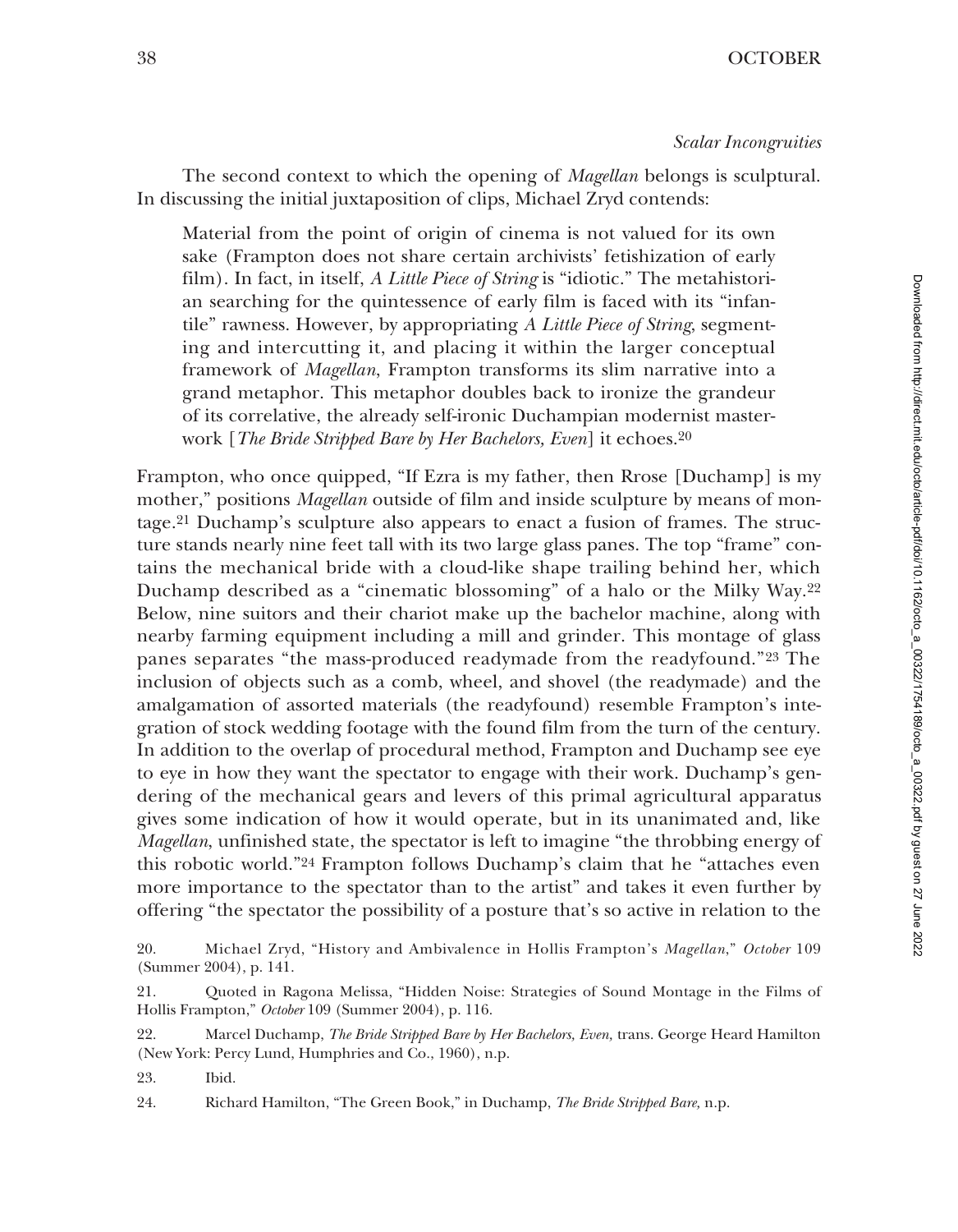### *Scalar Incongruities*

The second context to which the opening of *Magellan* belongs is sculptural. In discussing the initial juxtaposition of clips, Michael Zryd contends:

> Material from the point of origin of cinema is not valued for its own sake (Frampton does not share certain archivists' fetishization of early film). In fact, in itself, *A Little Piece of String* is "idiotic." The metahistorian searching for the quintessence of early film is faced with its "infantile" rawness. However, by appropriating *A Little Piece of String*, segmenting and intercutting it, and placing it within the larger conceptual framework of *Magellan*, Frampton transforms its slim narrative into a grand metaphor. This metaphor doubles back to ironize the grandeur of its correlative, the already self-ironic Duchampian modernist masterwork [*The Bride Stripped Bare by Her Bachelors, Even*] it echoes.[20]

Frampton, who once quipped, "If Ezra is my father, then Rrose [Duchamp] is my mother," positions *Magellan* outside of film and inside sculpture by means of montage.[21] Duchamp's sculpture also appears to enact a fusion of frames. The structure stands nearly nine feet tall with its two large glass panes. The top "frame" contains the mechanical bride with a cloud-like shape trailing behind her, which Duchamp described as a "cinematic blossoming" of a halo or the Milky Way.[22] Below, nine suitors and their chariot make up the bachelor machine, along with nearby farming equipment including a mill and grinder. This montage of glass panes separates "the mass-produced readymade from the readyfound."[23] The inclusion of objects such as a comb, wheel, and shovel (the readymade) and the amalgamation of assorted materials (the readyfound) resemble Frampton's integration of stock wedding footage with the found film from the turn of the century. In addition to the overlap of procedural method, Frampton and Duchamp see eye to eye in how they want the spectator to engage with their work. Duchamp's gendering of the mechanical gears and levers of this primal agricultural apparatus gives some indication of how it would operate, but in its unanimated and, like *Magellan*, unfinished state, the spectator is left to imagine "the throbbing energy of this robotic world."[24] Frampton follows Duchamp's claim that he "attaches even more importance to the spectator than to the artist" and takes it even further by offering "the spectator the possibility of a posture that's so active in relation to the

20. Michael Zryd, "History and Ambivalence in Hollis Frampton's *Magellan*," *October* 109 (Summer 2004), p. 141.

21. Quoted in Ragona Melissa, "Hidden Noise: Strategies of Sound Montage in the Films of Hollis Frampton," *October* 109 (Summer 2004), p. 116.

22. Marcel Duchamp, *The Bride Stripped Bare by Her Bachelors, Even,* trans. George Heard Hamilton (New York: Percy Lund, Humphries and Co., 1960), n.p.

23. Ibid.

24. Richard Hamilton, "The Green Book," in Duchamp, *The Bride Stripped Bare,* n.p.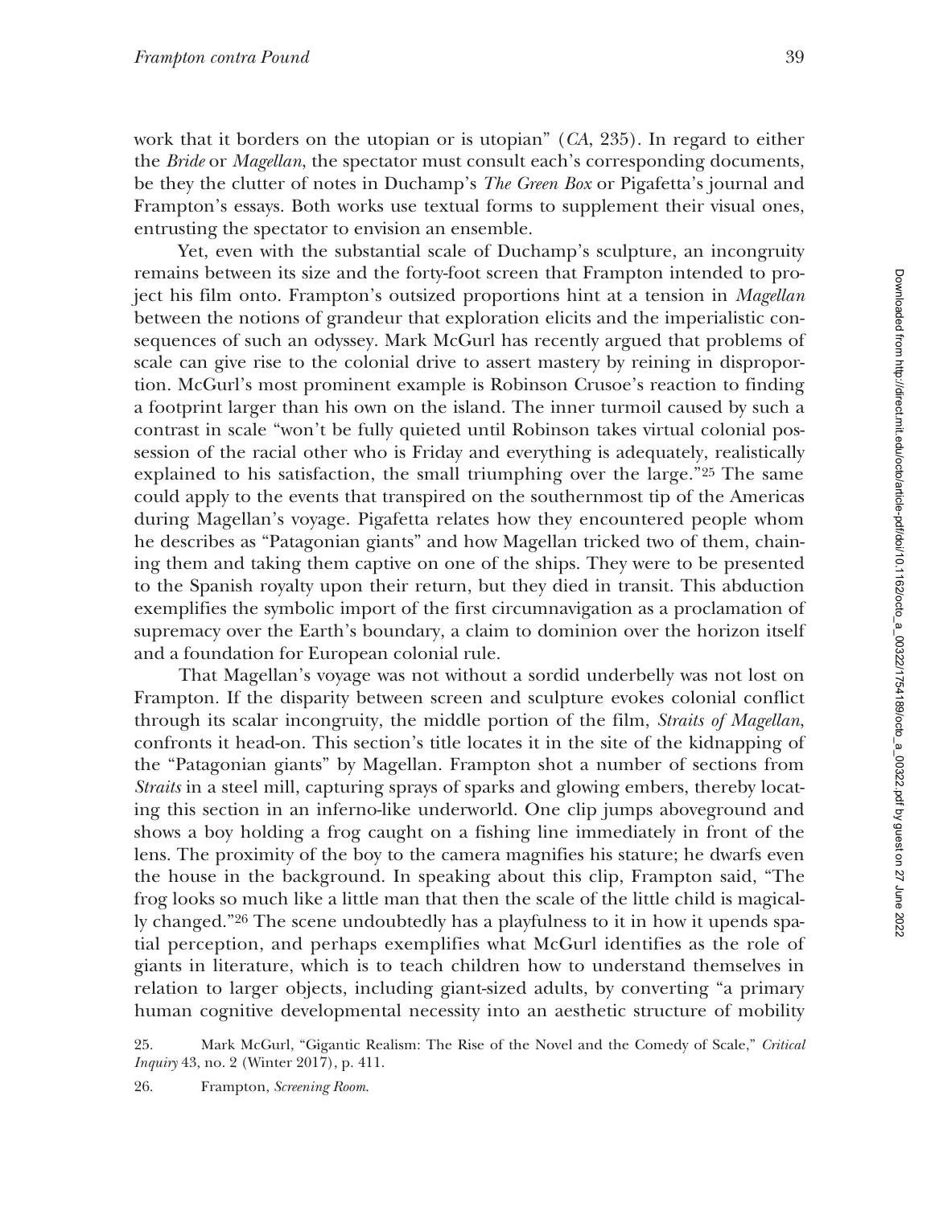work that it borders on the utopian or is utopian" (*CA*, 235). In regard to either the *Bride* or *Magellan*, the spectator must consult each's corresponding documents, be they the clutter of notes in Duchamp's *The Green Box* or Pigafetta's journal and Frampton's essays. Both works use textual forms to supplement their visual ones, entrusting the spectator to envision an ensemble.

Yet, even with the substantial scale of Duchamp's sculpture, an incongruity remains between its size and the forty-foot screen that Frampton intended to project his film onto. Frampton's outsized proportions hint at a tension in *Magellan* between the notions of grandeur that exploration elicits and the imperialistic consequences of such an odyssey. Mark McGurl has recently argued that problems of scale can give rise to the colonial drive to assert mastery by reining in disproportion. McGurl's most prominent example is Robinson Crusoe's reaction to finding a footprint larger than his own on the island. The inner turmoil caused by such a contrast in scale "won't be fully quieted until Robinson takes virtual colonial possession of the racial other who is Friday and everything is adequately, realistically explained to his satisfaction, the small triumphing over the large."[25] The same could apply to the events that transpired on the southernmost tip of the Americas during Magellan's voyage. Pigafetta relates how they encountered people whom he describes as "Patagonian giants" and how Magellan tricked two of them, chaining them and taking them captive on one of the ships. They were to be presented to the Spanish royalty upon their return, but they died in transit. This abduction exemplifies the symbolic import of the first circumnavigation as a proclamation of supremacy over the Earth's boundary, a claim to dominion over the horizon itself and a foundation for European colonial rule.

That Magellan's voyage was not without a sordid underbelly was not lost on Frampton. If the disparity between screen and sculpture evokes colonial conflict through its scalar incongruity, the middle portion of the film, *Straits of Magellan*, confronts it head-on. This section's title locates it in the site of the kidnapping of the "Patagonian giants" by Magellan. Frampton shot a number of sections from *Straits* in a steel mill, capturing sprays of sparks and glowing embers, thereby locating this section in an inferno-like underworld. One clip jumps aboveground and shows a boy holding a frog caught on a fishing line immediately in front of the lens. The proximity of the boy to the camera magnifies his stature; he dwarfs even the house in the background. In speaking about this clip, Frampton said, "The frog looks so much like a little man that then the scale of the little child is magically changed."[26] The scene undoubtedly has a playfulness to it in how it upends spatial perception, and perhaps exemplifies what McGurl identifies as the role of giants in literature, which is to teach children how to understand themselves in relation to larger objects, including giant-sized adults, by converting "a primary human cognitive developmental necessity into an aesthetic structure of mobility

25. Mark McGurl, "Gigantic Realism: The Rise of the Novel and the Comedy of Scale," *Critical Inquiry* 43, no. 2 (Winter 2017), p. 411.

26. Frampton, *Screening Room*.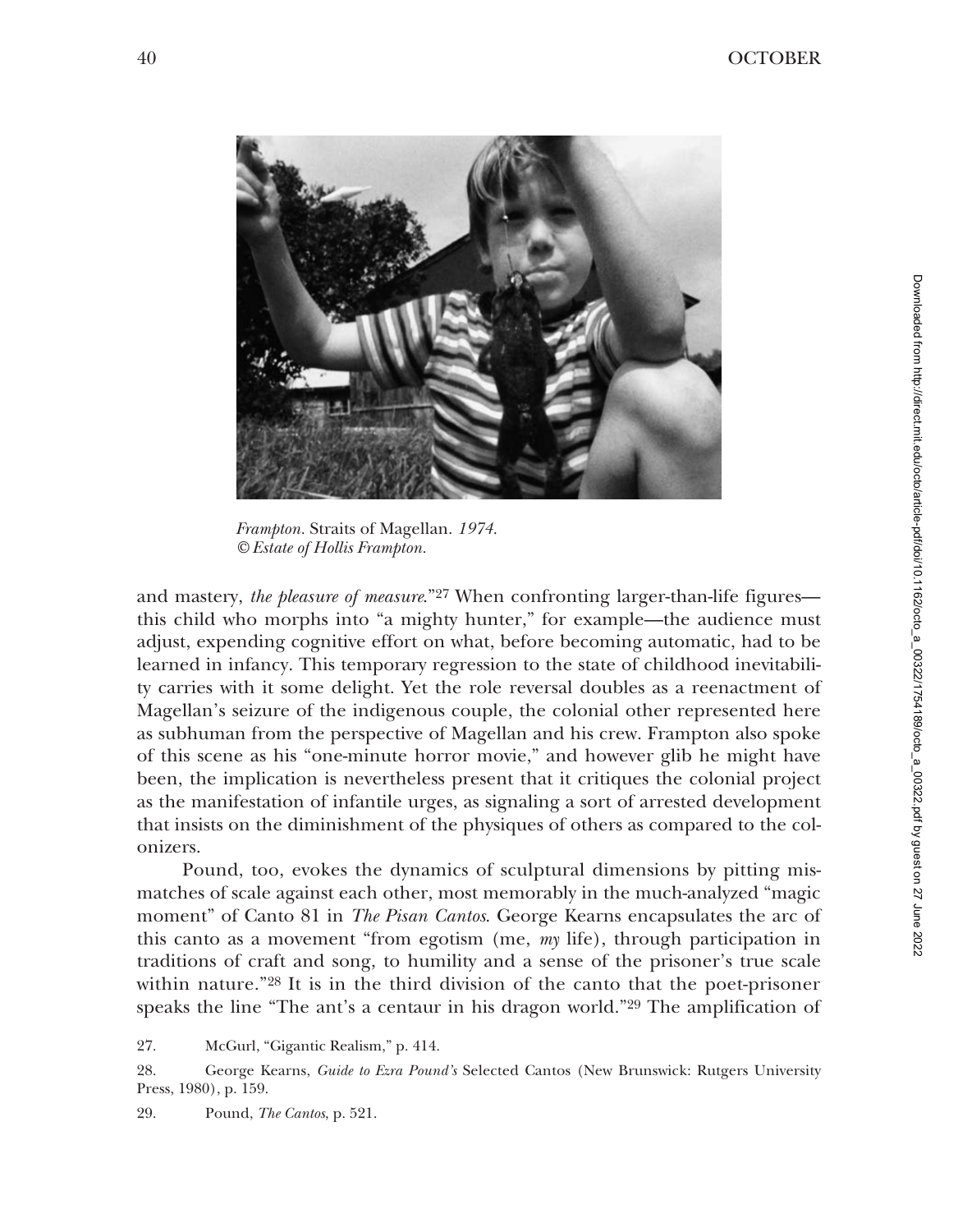*Frampton.* Straits of Magellan. *1974.*
*© Estate of Hollis Frampton.*

and mastery, *the pleasure of measure*."[27] When confronting larger-than-life figures—this child who morphs into "a mighty hunter," for example—the audience must adjust, expending cognitive effort on what, before becoming automatic, had to be learned in infancy. This temporary regression to the state of childhood inevitability carries with it some delight. Yet the role reversal doubles as a reenactment of Magellan's seizure of the indigenous couple, the colonial other represented here as subhuman from the perspective of Magellan and his crew. Frampton also spoke of this scene as his "one-minute horror movie," and however glib he might have been, the implication is nevertheless present that it critiques the colonial project as the manifestation of infantile urges, as signaling a sort of arrested development that insists on the diminishment of the physiques of others as compared to the colonizers.

Pound, too, evokes the dynamics of sculptural dimensions by pitting mismatches of scale against each other, most memorably in the much-analyzed "magic moment" of Canto 81 in *The Pisan Cantos*. George Kearns encapsulates the arc of this canto as a movement "from egotism (me, *my* life), through participation in traditions of craft and song, to humility and a sense of the prisoner's true scale within nature."[28] It is in the third division of the canto that the poet-prisoner speaks the line "The ant's a centaur in his dragon world."[29] The amplification of

27. McGurl, "Gigantic Realism," p. 414.

28. George Kearns, *Guide to Ezra Pound's* Selected Cantos (New Brunswick: Rutgers University Press, 1980), p. 159.

29. Pound, *The Cantos*, p. 521.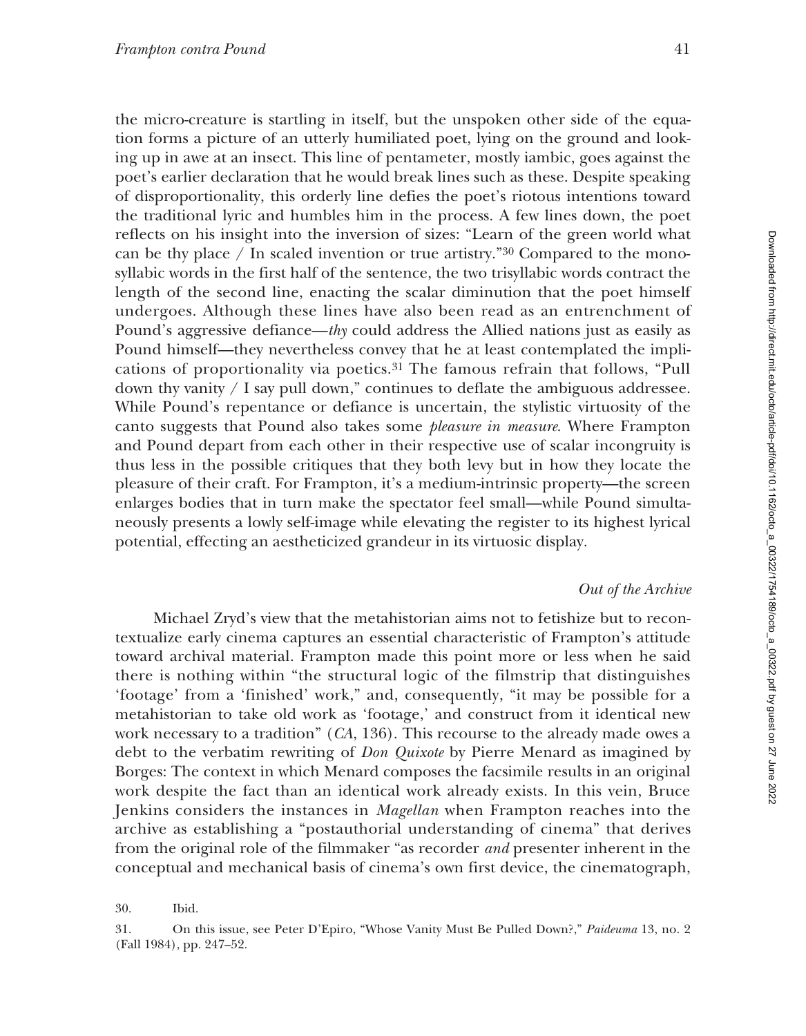the micro-creature is startling in itself, but the unspoken other side of the equation forms a picture of an utterly humiliated poet, lying on the ground and looking up in awe at an insect. This line of pentameter, mostly iambic, goes against the poet's earlier declaration that he would break lines such as these. Despite speaking of disproportionality, this orderly line defies the poet's riotous intentions toward the traditional lyric and humbles him in the process. A few lines down, the poet reflects on his insight into the inversion of sizes: "Learn of the green world what can be thy place / In scaled invention or true artistry."[30] Compared to the monosyllabic words in the first half of the sentence, the two trisyllabic words contract the length of the second line, enacting the scalar diminution that the poet himself undergoes. Although these lines have also been read as an entrenchment of Pound's aggressive defiance—*thy* could address the Allied nations just as easily as Pound himself—they nevertheless convey that he at least contemplated the implications of proportionality via poetics.[31] The famous refrain that follows, "Pull down thy vanity / I say pull down," continues to deflate the ambiguous addressee. While Pound's repentance or defiance is uncertain, the stylistic virtuosity of the canto suggests that Pound also takes some *pleasure in measure*. Where Frampton and Pound depart from each other in their respective use of scalar incongruity is thus less in the possible critiques that they both levy but in how they locate the pleasure of their craft. For Frampton, it's a medium-intrinsic property—the screen enlarges bodies that in turn make the spectator feel small—while Pound simultaneously presents a lowly self-image while elevating the register to its highest lyrical potential, effecting an aestheticized grandeur in its virtuosic display.

### *Out of the Archive*

Michael Zryd's view that the metahistorian aims not to fetishize but to recontextualize early cinema captures an essential characteristic of Frampton's attitude toward archival material. Frampton made this point more or less when he said there is nothing within "the structural logic of the filmstrip that distinguishes 'footage' from a 'finished' work," and, consequently, "it may be possible for a metahistorian to take old work as 'footage,' and construct from it identical new work necessary to a tradition" (*CA*, 136). This recourse to the already made owes a debt to the verbatim rewriting of *Don Quixote* by Pierre Menard as imagined by Borges: The context in which Menard composes the facsimile results in an original work despite the fact than an identical work already exists. In this vein, Bruce Jenkins considers the instances in *Magellan* when Frampton reaches into the archive as establishing a "postauthorial understanding of cinema" that derives from the original role of the filmmaker "as recorder *and* presenter inherent in the conceptual and mechanical basis of cinema's own first device, the cinematograph,

30. Ibid.

31. On this issue, see Peter D'Epiro, "Whose Vanity Must Be Pulled Down?," *Paideuma* 13, no. 2 (Fall 1984), pp. 247–52.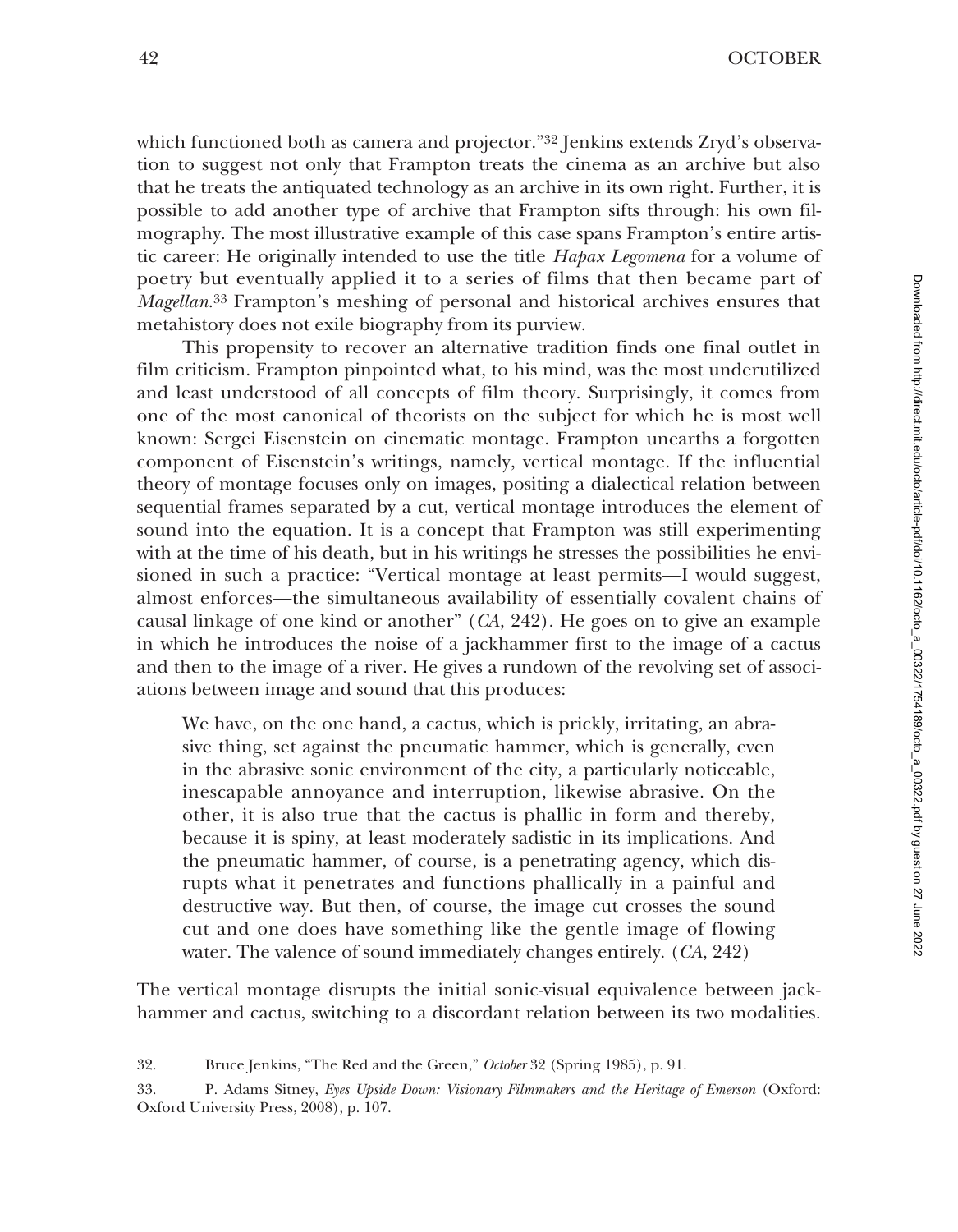which functioned both as camera and projector."[32] Jenkins extends Zryd's observation to suggest not only that Frampton treats the cinema as an archive but also that he treats the antiquated technology as an archive in its own right. Further, it is possible to add another type of archive that Frampton sifts through: his own filmography. The most illustrative example of this case spans Frampton's entire artistic career: He originally intended to use the title *Hapax Legomena* for a volume of poetry but eventually applied it to a series of films that then became part of *Magellan*.[33] Frampton's meshing of personal and historical archives ensures that metahistory does not exile biography from its purview.

This propensity to recover an alternative tradition finds one final outlet in film criticism. Frampton pinpointed what, to his mind, was the most underutilized and least understood of all concepts of film theory. Surprisingly, it comes from one of the most canonical of theorists on the subject for which he is most well known: Sergei Eisenstein on cinematic montage. Frampton unearths a forgotten component of Eisenstein's writings, namely, vertical montage. If the influential theory of montage focuses only on images, positing a dialectical relation between sequential frames separated by a cut, vertical montage introduces the element of sound into the equation. It is a concept that Frampton was still experimenting with at the time of his death, but in his writings he stresses the possibilities he envisioned in such a practice: "Vertical montage at least permits—I would suggest, almost enforces—the simultaneous availability of essentially covalent chains of causal linkage of one kind or another" (*CA*, 242). He goes on to give an example in which he introduces the noise of a jackhammer first to the image of a cactus and then to the image of a river. He gives a rundown of the revolving set of associations between image and sound that this produces:

> We have, on the one hand, a cactus, which is prickly, irritating, an abrasive thing, set against the pneumatic hammer, which is generally, even in the abrasive sonic environment of the city, a particularly noticeable, inescapable annoyance and interruption, likewise abrasive. On the other, it is also true that the cactus is phallic in form and thereby, because it is spiny, at least moderately sadistic in its implications. And the pneumatic hammer, of course, is a penetrating agency, which disrupts what it penetrates and functions phallically in a painful and destructive way. But then, of course, the image cut crosses the sound cut and one does have something like the gentle image of flowing water. The valence of sound immediately changes entirely. (*CA*, 242)

The vertical montage disrupts the initial sonic-visual equivalence between jackhammer and cactus, switching to a discordant relation between its two modalities.

32. Bruce Jenkins, "The Red and the Green," *October* 32 (Spring 1985), p. 91.

33. P. Adams Sitney, *Eyes Upside Down: Visionary Filmmakers and the Heritage of Emerson* (Oxford: Oxford University Press, 2008), p. 107.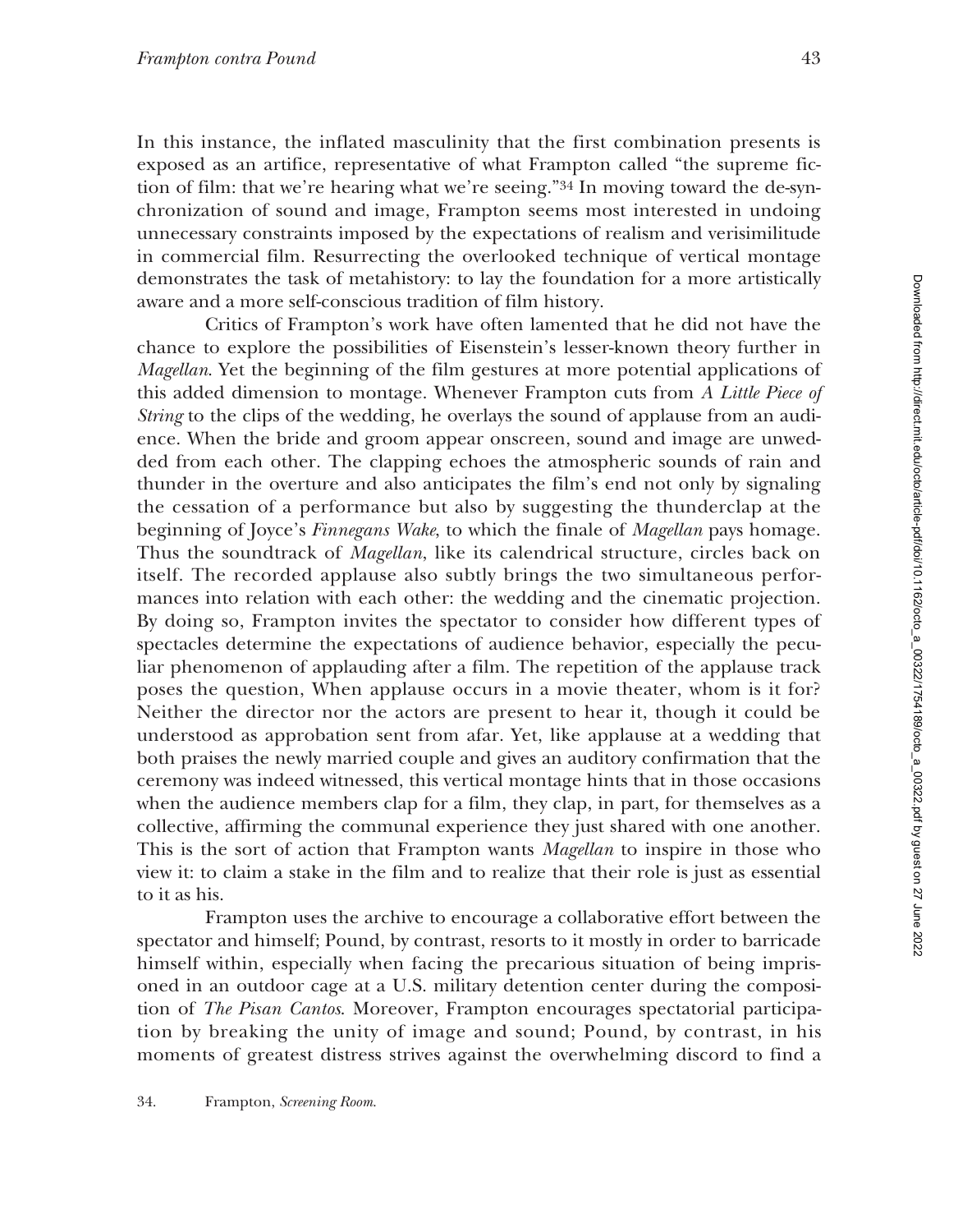In this instance, the inflated masculinity that the first combination presents is exposed as an artifice, representative of what Frampton called "the supreme fiction of film: that we're hearing what we're seeing."[34] In moving toward the de-synchronization of sound and image, Frampton seems most interested in undoing unnecessary constraints imposed by the expectations of realism and verisimilitude in commercial film. Resurrecting the overlooked technique of vertical montage demonstrates the task of metahistory: to lay the foundation for a more artistically aware and a more self-conscious tradition of film history.

Critics of Frampton's work have often lamented that he did not have the chance to explore the possibilities of Eisenstein's lesser-known theory further in *Magellan*. Yet the beginning of the film gestures at more potential applications of this added dimension to montage. Whenever Frampton cuts from *A Little Piece of String* to the clips of the wedding, he overlays the sound of applause from an audience. When the bride and groom appear onscreen, sound and image are unwedded from each other. The clapping echoes the atmospheric sounds of rain and thunder in the overture and also anticipates the film's end not only by signaling the cessation of a performance but also by suggesting the thunderclap at the beginning of Joyce's *Finnegans Wake*, to which the finale of *Magellan* pays homage. Thus the soundtrack of *Magellan*, like its calendrical structure, circles back on itself. The recorded applause also subtly brings the two simultaneous performances into relation with each other: the wedding and the cinematic projection. By doing so, Frampton invites the spectator to consider how different types of spectacles determine the expectations of audience behavior, especially the peculiar phenomenon of applauding after a film. The repetition of the applause track poses the question, When applause occurs in a movie theater, whom is it for? Neither the director nor the actors are present to hear it, though it could be understood as approbation sent from afar. Yet, like applause at a wedding that both praises the newly married couple and gives an auditory confirmation that the ceremony was indeed witnessed, this vertical montage hints that in those occasions when the audience members clap for a film, they clap, in part, for themselves as a collective, affirming the communal experience they just shared with one another. This is the sort of action that Frampton wants *Magellan* to inspire in those who view it: to claim a stake in the film and to realize that their role is just as essential to it as his.

Frampton uses the archive to encourage a collaborative effort between the spectator and himself; Pound, by contrast, resorts to it mostly in order to barricade himself within, especially when facing the precarious situation of being imprisoned in an outdoor cage at a U.S. military detention center during the composition of *The Pisan Cantos*. Moreover, Frampton encourages spectatorial participation by breaking the unity of image and sound; Pound, by contrast, in his moments of greatest distress strives against the overwhelming discord to find a

34. Frampton, *Screening Room*.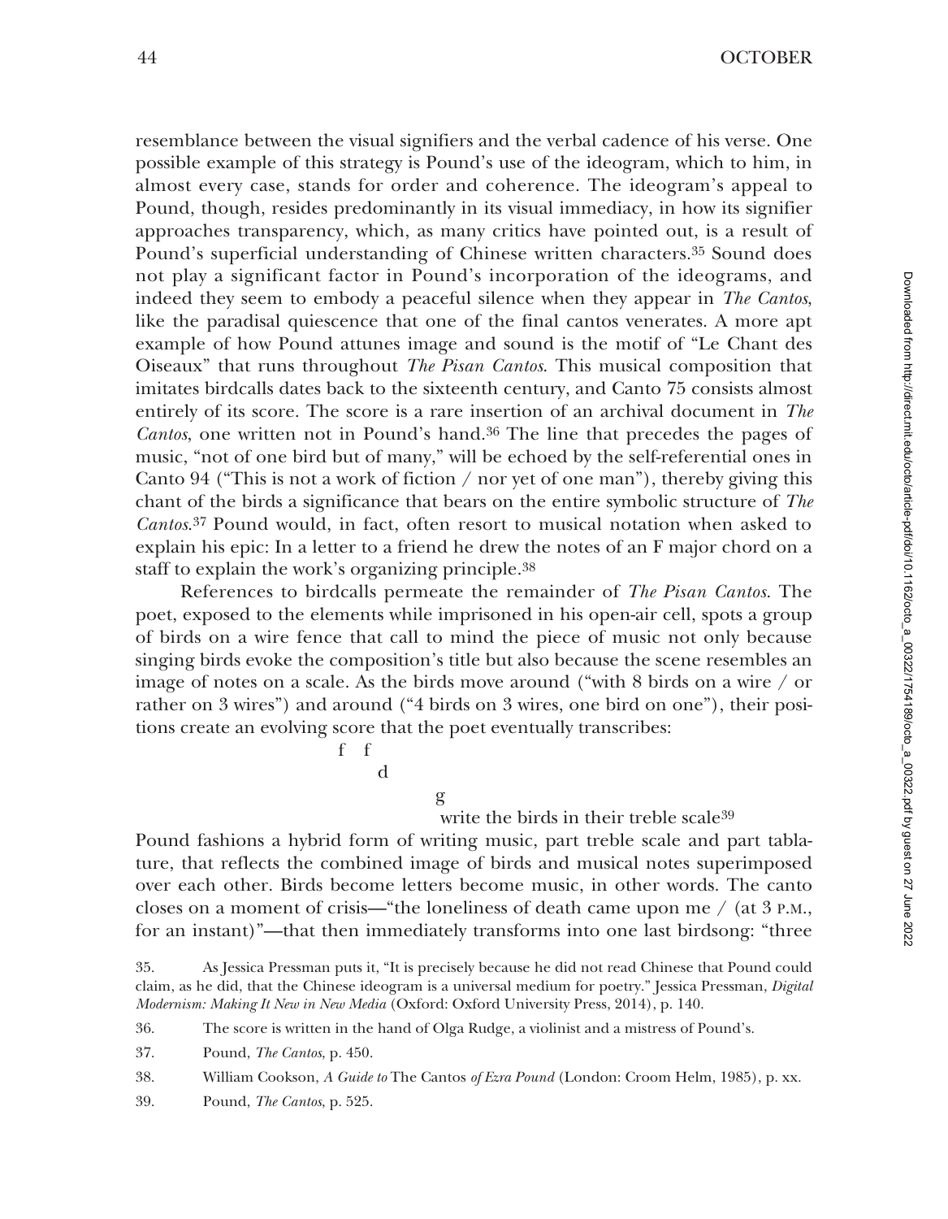resemblance between the visual signifiers and the verbal cadence of his verse. One possible example of this strategy is Pound's use of the ideogram, which to him, in almost every case, stands for order and coherence. The ideogram's appeal to Pound, though, resides predominantly in its visual immediacy, in how its signifier approaches transparency, which, as many critics have pointed out, is a result of Pound's superficial understanding of Chinese written characters.[35] Sound does not play a significant factor in Pound's incorporation of the ideograms, and indeed they seem to embody a peaceful silence when they appear in *The Cantos*, like the paradisal quiescence that one of the final cantos venerates. A more apt example of how Pound attunes image and sound is the motif of "Le Chant des Oiseaux" that runs throughout *The Pisan Cantos*. This musical composition that imitates birdcalls dates back to the sixteenth century, and Canto 75 consists almost entirely of its score. The score is a rare insertion of an archival document in *The Cantos*, one written not in Pound's hand.[36] The line that precedes the pages of music, "not of one bird but of many," will be echoed by the self-referential ones in Canto 94 ("This is not a work of fiction / nor yet of one man"), thereby giving this chant of the birds a significance that bears on the entire symbolic structure of *The Cantos*.[37] Pound would, in fact, often resort to musical notation when asked to explain his epic: In a letter to a friend he drew the notes of an F major chord on a staff to explain the work's organizing principle.[38]

References to birdcalls permeate the remainder of *The Pisan Cantos*. The poet, exposed to the elements while imprisoned in his open-air cell, spots a group of birds on a wire fence that call to mind the piece of music not only because singing birds evoke the composition's title but also because the scene resembles an image of notes on a scale. As the birds move around ("with 8 birds on a wire / or rather on 3 wires") and around ("4 birds on 3 wires, one bird on one"), their positions create an evolving score that the poet eventually transcribes:

```
f   f
      d

            g
             write the birds in their treble scale
```
[39]

Pound fashions a hybrid form of writing music, part treble scale and part tablature, that reflects the combined image of birds and musical notes superimposed over each other. Birds become letters become music, in other words. The canto closes on a moment of crisis—"the loneliness of death came upon me / (at 3 P.M., for an instant)"—that then immediately transforms into one last birdsong: "three

35. As Jessica Pressman puts it, "It is precisely because he did not read Chinese that Pound could claim, as he did, that the Chinese ideogram is a universal medium for poetry." Jessica Pressman, *Digital Modernism: Making It New in New Media* (Oxford: Oxford University Press, 2014), p. 140.

36. The score is written in the hand of Olga Rudge, a violinist and a mistress of Pound's.

37. Pound, *The Cantos*, p. 450.

38. William Cookson, *A Guide to* The Cantos *of Ezra Pound* (London: Croom Helm, 1985), p. xx.

39. Pound, *The Cantos*, p. 525.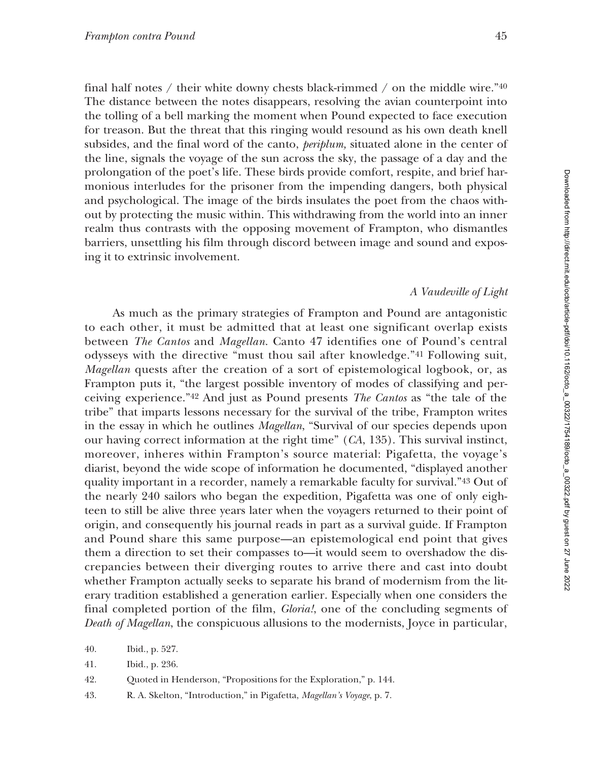final half notes / their white downy chests black-rimmed / on the middle wire."[40] The distance between the notes disappears, resolving the avian counterpoint into the tolling of a bell marking the moment when Pound expected to face execution for treason. But the threat that this ringing would resound as his own death knell subsides, and the final word of the canto, *periplum,* situated alone in the center of the line, signals the voyage of the sun across the sky, the passage of a day and the prolongation of the poet's life. These birds provide comfort, respite, and brief harmonious interludes for the prisoner from the impending dangers, both physical and psychological. The image of the birds insulates the poet from the chaos without by protecting the music within. This withdrawing from the world into an inner realm thus contrasts with the opposing movement of Frampton, who dismantles barriers, unsettling his film through discord between image and sound and exposing it to extrinsic involvement.

### *A Vaudeville of Light*

As much as the primary strategies of Frampton and Pound are antagonistic to each other, it must be admitted that at least one significant overlap exists between *The Cantos* and *Magellan*. Canto 47 identifies one of Pound's central odysseys with the directive "must thou sail after knowledge."[41] Following suit, *Magellan* quests after the creation of a sort of epistemological logbook, or, as Frampton puts it, "the largest possible inventory of modes of classifying and perceiving experience."[42] And just as Pound presents *The Cantos* as "the tale of the tribe" that imparts lessons necessary for the survival of the tribe, Frampton writes in the essay in which he outlines *Magellan*, "Survival of our species depends upon our having correct information at the right time" (*CA*, 135). This survival instinct, moreover, inheres within Frampton's source material: Pigafetta, the voyage's diarist, beyond the wide scope of information he documented, "displayed another quality important in a recorder, namely a remarkable faculty for survival."[43] Out of the nearly 240 sailors who began the expedition, Pigafetta was one of only eighteen to still be alive three years later when the voyagers returned to their point of origin, and consequently his journal reads in part as a survival guide. If Frampton and Pound share this same purpose—an epistemological end point that gives them a direction to set their compasses to—it would seem to overshadow the discrepancies between their diverging routes to arrive there and cast into doubt whether Frampton actually seeks to separate his brand of modernism from the literary tradition established a generation earlier. Especially when one considers the final completed portion of the film, *Gloria!*, one of the concluding segments of *Death of Magellan*, the conspicuous allusions to the modernists, Joyce in particular,

40. Ibid., p. 527.

41. Ibid., p. 236.

42. Quoted in Henderson, "Propositions for the Exploration," p. 144.

43. R. A. Skelton, "Introduction," in Pigafetta, *Magellan's Voyage*, p. 7.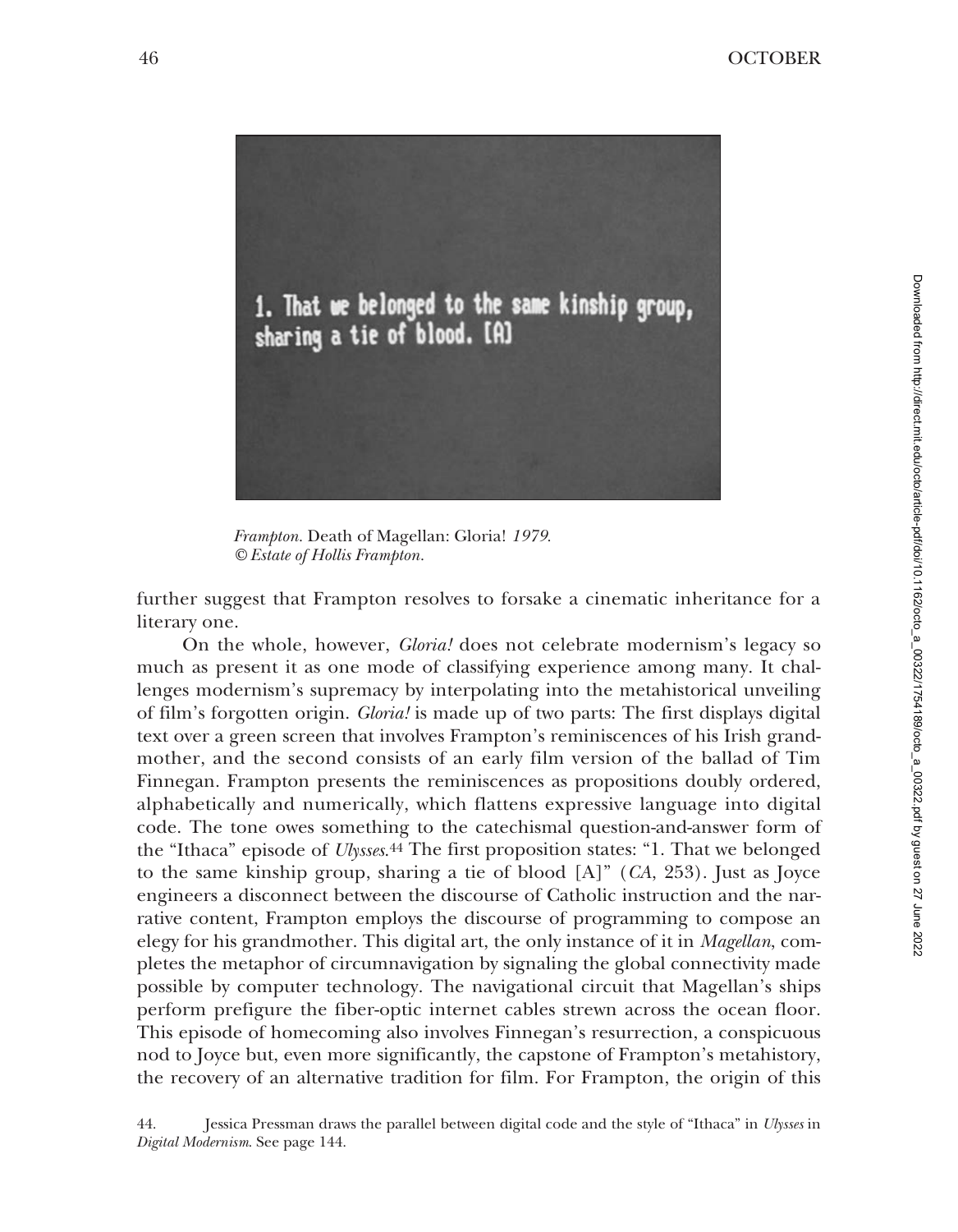*Frampton.* Death of Magellan: Gloria! *1979.*
*© Estate of Hollis Frampton.*

further suggest that Frampton resolves to forsake a cinematic inheritance for a literary one.

On the whole, however, *Gloria!* does not celebrate modernism's legacy so much as present it as one mode of classifying experience among many. It challenges modernism's supremacy by interpolating into the metahistorical unveiling of film's forgotten origin. *Gloria!* is made up of two parts: The first displays digital text over a green screen that involves Frampton's reminiscences of his Irish grandmother, and the second consists of an early film version of the ballad of Tim Finnegan. Frampton presents the reminiscences as propositions doubly ordered, alphabetically and numerically, which flattens expressive language into digital code. The tone owes something to the catechismal question-and-answer form of the "Ithaca" episode of *Ulysses*.[44] The first proposition states: "1. That we belonged to the same kinship group, sharing a tie of blood [A]" (*CA*, 253). Just as Joyce engineers a disconnect between the discourse of Catholic instruction and the narrative content, Frampton employs the discourse of programming to compose an elegy for his grandmother. This digital art, the only instance of it in *Magellan*, completes the metaphor of circumnavigation by signaling the global connectivity made possible by computer technology. The navigational circuit that Magellan's ships perform prefigure the fiber-optic internet cables strewn across the ocean floor. This episode of homecoming also involves Finnegan's resurrection, a conspicuous nod to Joyce but, even more significantly, the capstone of Frampton's metahistory, the recovery of an alternative tradition for film. For Frampton, the origin of this

44. Jessica Pressman draws the parallel between digital code and the style of "Ithaca" in *Ulysses* in *Digital Modernism*. See page 144.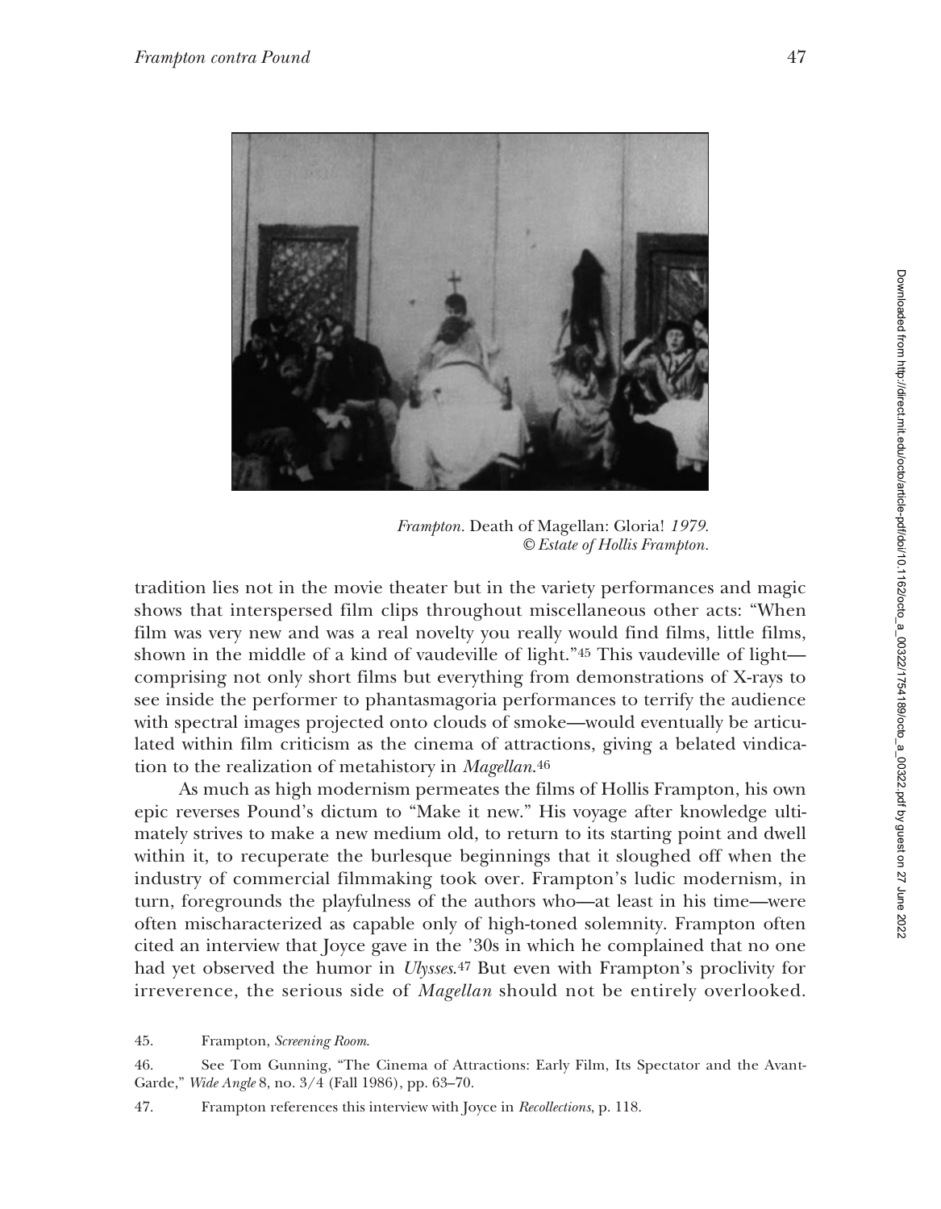*Frampton.* Death of Magellan: Gloria! *1979.*
*© Estate of Hollis Frampton.*

tradition lies not in the movie theater but in the variety performances and magic shows that interspersed film clips throughout miscellaneous other acts: "When film was very new and was a real novelty you really would find films, little films, shown in the middle of a kind of vaudeville of light."[45] This vaudeville of light—comprising not only short films but everything from demonstrations of X-rays to see inside the performer to phantasmagoria performances to terrify the audience with spectral images projected onto clouds of smoke—would eventually be articulated within film criticism as the cinema of attractions, giving a belated vindication to the realization of metahistory in *Magellan*.[46]

As much as high modernism permeates the films of Hollis Frampton, his own epic reverses Pound's dictum to "Make it new." His voyage after knowledge ultimately strives to make a new medium old, to return to its starting point and dwell within it, to recuperate the burlesque beginnings that it sloughed off when the industry of commercial filmmaking took over. Frampton's ludic modernism, in turn, foregrounds the playfulness of the authors who—at least in his time—were often mischaracterized as capable only of high-toned solemnity. Frampton often cited an interview that Joyce gave in the '30s in which he complained that no one had yet observed the humor in *Ulysses*.[47] But even with Frampton's proclivity for irreverence, the serious side of *Magellan* should not be entirely overlooked.

45. Frampton, *Screening Room*.

46. See Tom Gunning, "The Cinema of Attractions: Early Film, Its Spectator and the Avant-Garde," *Wide Angle* 8, no. 3/4 (Fall 1986), pp. 63–70.

47. Frampton references this interview with Joyce in *Recollections*, p. 118.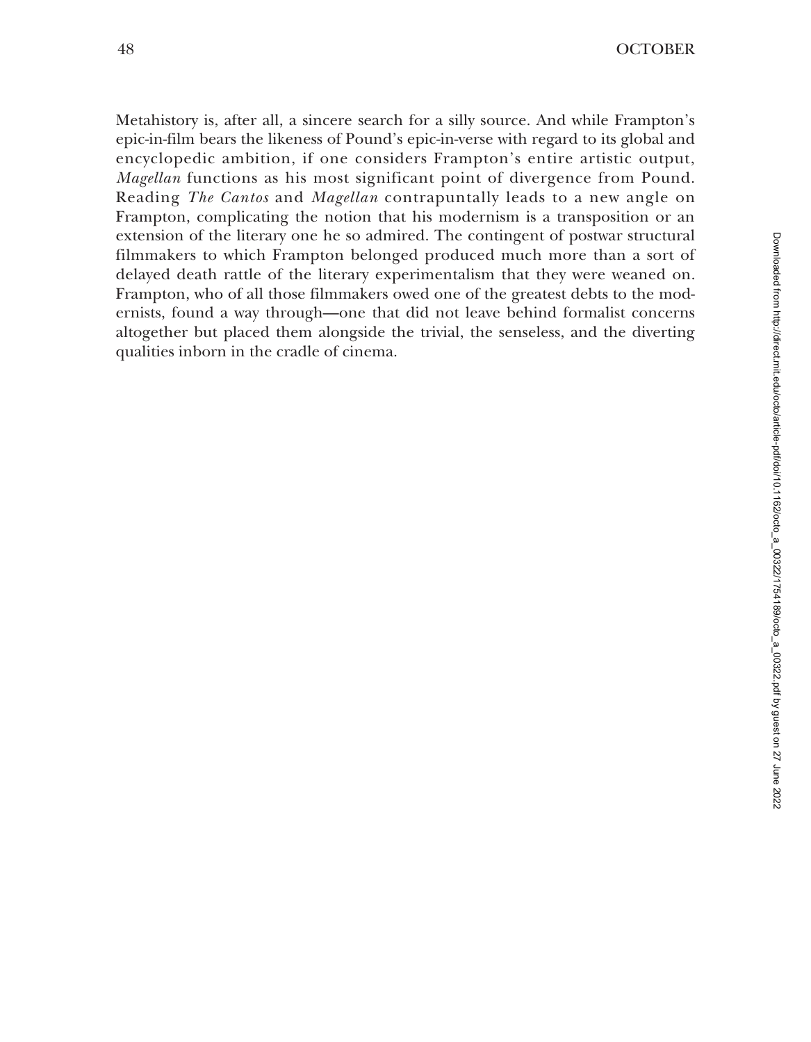Metahistory is, after all, a sincere search for a silly source. And while Frampton's epic-in-film bears the likeness of Pound's epic-in-verse with regard to its global and encyclopedic ambition, if one considers Frampton's entire artistic output, *Magellan* functions as his most significant point of divergence from Pound. Reading *The Cantos* and *Magellan* contrapuntally leads to a new angle on Frampton, complicating the notion that his modernism is a transposition or an extension of the literary one he so admired. The contingent of postwar structural filmmakers to which Frampton belonged produced much more than a sort of delayed death rattle of the literary experimentalism that they were weaned on. Frampton, who of all those filmmakers owed one of the greatest debts to the modernists, found a way through—one that did not leave behind formalist concerns altogether but placed them alongside the trivial, the senseless, and the diverting qualities inborn in the cradle of cinema.